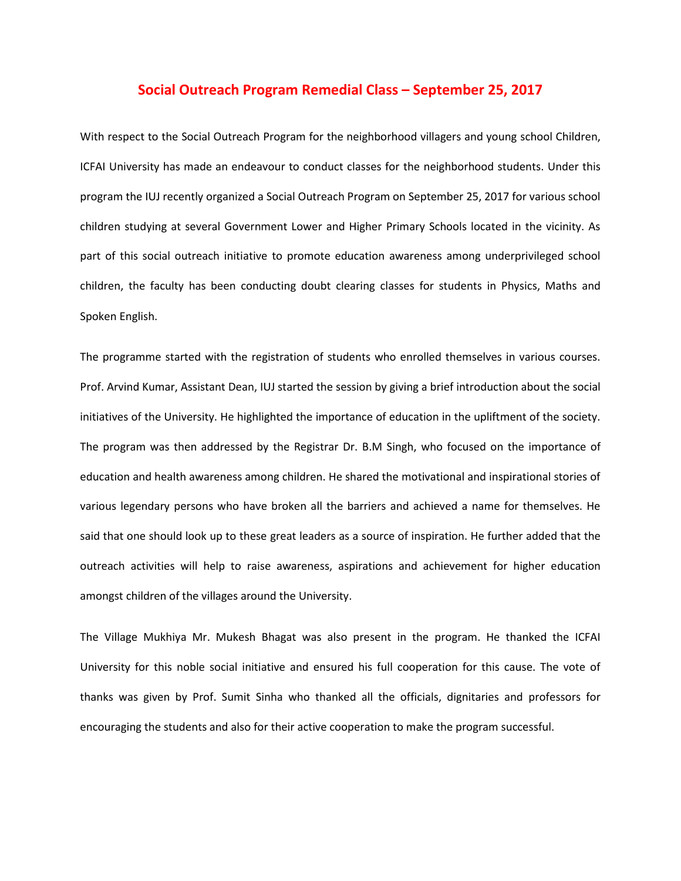# Social Outreach Program Remedial Class – September 25, 2017

With respect to the Social Outreach Program for the neighborhood villagers and young school Children, ICFAI University has made an endeavour to conduct classes for the neighborhood students. Under this program the IUJ recently organized a Social Outreach Program on September 25, 2017 for various school children studying at several Government Lower and Higher Primary Schools located in the vicinity. As part of this social outreach initiative to promote education awareness among underprivileged school children, the faculty has been conducting doubt clearing classes for students in Physics, Maths and Spoken English.

The programme started with the registration of students who enrolled themselves in various courses. Prof. Arvind Kumar, Assistant Dean, IUJ started the session by giving a brief introduction about the social initiatives of the University. He highlighted the importance of education in the upliftment of the society. The program was then addressed by the Registrar Dr. B.M Singh, who focused on the importance of education and health awareness among children. He shared the motivational and inspirational stories of various legendary persons who have broken all the barriers and achieved a name for themselves. He said that one should look up to these great leaders as a source of inspiration. He further added that the outreach activities will help to raise awareness, aspirations and achievement for higher education amongst children of the villages around the University.

The Village Mukhiya Mr. Mukesh Bhagat was also present in the program. He thanked the ICFAI University for this noble social initiative and ensured his full cooperation for this cause. The vote of thanks was given by Prof. Sumit Sinha who thanked all the officials, dignitaries and professors for encouraging the students and also for their active cooperation to make the program successful.